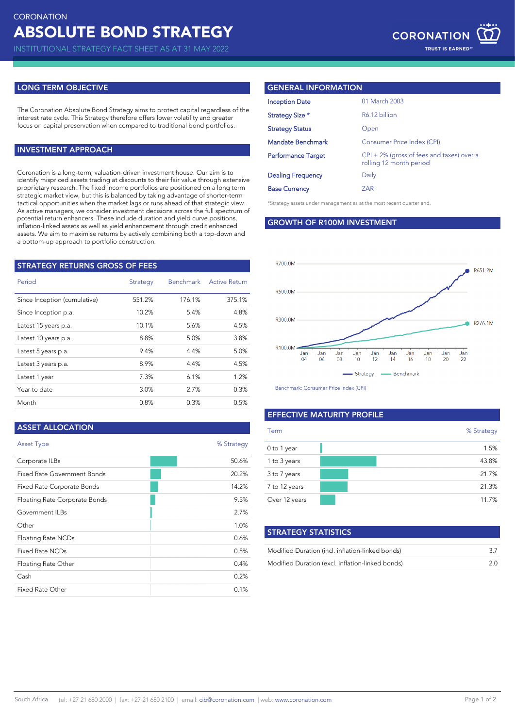CORONATION

# ABSOLUTE BOND STRATEGY

INSTITUTIONAL STRATEGY FACT SHEET AS AT 31 MAY 2022

## LONG TERM OBJECTIVE

The Coronation Absolute Bond Strategy aims to protect capital regardless of the interest rate cycle. This Strategy therefore offers lower volatility and greater focus on capital preservation when compared to traditional bond portfolios.

## INVESTMENT APPROACH

Coronation is a long-term, valuation-driven investment house. Our aim is to identify mispriced assets trading at discounts to their fair value through extensive proprietary research. The fixed income portfolios are positioned on a long term strategic market view, but this is balanced by taking advantage of shorter-term tactical opportunities when the market lags or runs ahead of that strategic view. As active managers, we consider investment decisions across the full spectrum of potential return enhancers. These include duration and yield curve positions, inflation-linked assets as well as yield enhancement through credit enhanced assets. We aim to maximise returns by actively combining both a top-down and a bottom-up approach to portfolio construction.

## STRATEGY RETURNS GROSS OF FEES

| Period | Strategy | Benchmark | Active Return |
|---|---|---|---|
| Since Inception (cumulative) | 551.2% | 176.1% | 375.1% |
| Since Inception p.a. | 10.2% | 5.4% | 4.8% |
| Latest 15 years p.a. | 10.1% | 5.6% | 4.5% |
| Latest 10 years p.a. | 8.8% | 5.0% | 3.8% |
| Latest 5 years p.a. | 9.4% | 4.4% | 5.0% |
| Latest 3 years p.a. | 8.9% | 4.4% | 4.5% |
| Latest 1 year | 7.3% | 6.1% | 1.2% |
| Year to date | 3.0% | 2.7% | 0.3% |
| Month | 0.8% | 0.3% | 0.5% |

## ASSET ALLOCATION

| Asset Type | % Strategy |
|---|---|
| Corporate ILBs | 50.6% |
| Fixed Rate Government Bonds | 20.2% |
| Fixed Rate Corporate Bonds | 14.2% |
| Floating Rate Corporate Bonds | 9.5% |
| Government ILBs | 2.7% |
| Other | 1.0% |
| Floating Rate NCDs | 0.6% |
| Fixed Rate NCDs | 0.5% |
| Floating Rate Other | 0.4% |
| Cash | 0.2% |
| Fixed Rate Other | 0.1% |

## GENERAL INFORMATION

| | |
|---|---|
| Inception Date | 01 March 2003 |
| Strategy Size * | R6.12 billion |
| Strategy Status | Open |
| Mandate Benchmark | Consumer Price Index (CPI) |
| Performance Target | CPI + 2% (gross of fees and taxes) over a rolling 12 month period |
| Dealing Frequency | Daily |
| Base Currency | ZAR |

*Strategy assets under management as at the most recent quarter end.

## GROWTH OF R100M INVESTMENT

Strategy: R651.2M; Benchmark: R276.1M

Benchmark: Consumer Price Index (CPI)

## EFFECTIVE MATURITY PROFILE

| Term | % Strategy |
|---|---|
| 0 to 1 year | 1.5% |
| 1 to 3 years | 43.8% |
| 3 to 7 years | 21.7% |
| 7 to 12 years | 21.3% |
| Over 12 years | 11.7% |

## STRATEGY STATISTICS

| | |
|---|---|
| Modified Duration (incl. inflation-linked bonds) | 3.7 |
| Modified Duration (excl. inflation-linked bonds) | 2.0 |

South Africa tel: +27 21 680 2000 | fax: +27 21 680 2100 | email: cib@coronation.com | web: www.coronation.com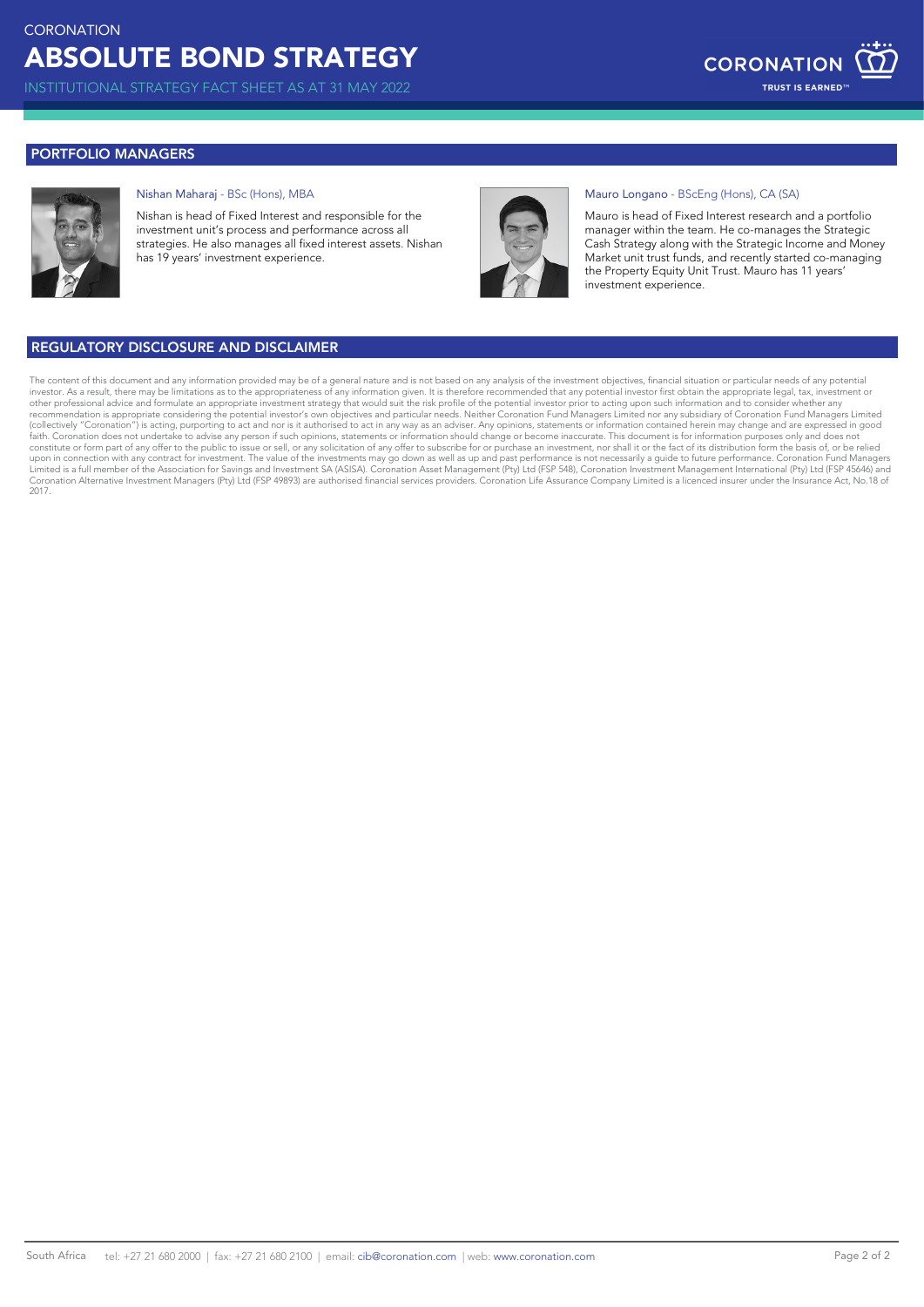## PORTFOLIO MANAGERS

**Nishan Maharaj** - BSc (Hons), MBA

Nishan is head of Fixed Interest and responsible for the investment unit's process and performance across all strategies. He also manages all fixed interest assets. Nishan has 19 years' investment experience.

**Mauro Longano** - BScEng (Hons), CA (SA)

Mauro is head of Fixed Interest research and a portfolio manager within the team. He co-manages the Strategic Cash Strategy along with the Strategic Income and Money Market unit trust funds, and recently started co-managing the Property Equity Unit Trust. Mauro has 11 years' investment experience.

## REGULATORY DISCLOSURE AND DISCLAIMER

The content of this document and any information provided may be of a general nature and is not based on any analysis of the investment objectives, financial situation or particular needs of any potential investor. As a result, there may be limitations as to the appropriateness of any information given. It is therefore recommended that any potential investor first obtain the appropriate legal, tax, investment or other professional advice and formulate an appropriate investment strategy that would suit the risk profile of the potential investor prior to acting upon such information and to consider whether any recommendation is appropriate considering the potential investor's own objectives and particular needs. Neither Coronation Fund Managers Limited nor any subsidiary of Coronation Fund Managers Limited (collectively "Coronation") is acting, purporting to act and nor is it authorised to act in any way as an adviser. Any opinions, statements or information contained herein may change and are expressed in good faith. Coronation does not undertake to advise any person if such opinions, statements or information should change or become inaccurate. This document is for information purposes only and does not constitute or form part of any offer to the public to issue or sell, or any solicitation of any offer to subscribe for or purchase an investment, nor shall it or the fact of its distribution form the basis of, or be relied upon in connection with any contract for investment. The value of the investments may go down as well as up and past performance is not necessarily a guide to future performance. Coronation Fund Managers Limited is a full member of the Association for Savings and Investment SA (ASISA). Coronation Asset Management (Pty) Ltd (FSP 548), Coronation Investment Management International (Pty) Ltd (FSP 45646) and Coronation Alternative Investment Managers (Pty) Ltd (FSP 49893) are authorised financial services providers. Coronation Life Assurance Company Limited is a licenced insurer under the Insurance Act, No.18 of 2017.

South Africa tel: +27 21 680 2000 | fax: +27 21 680 2100 | email: cib@coronation.com | web: www.coronation.com